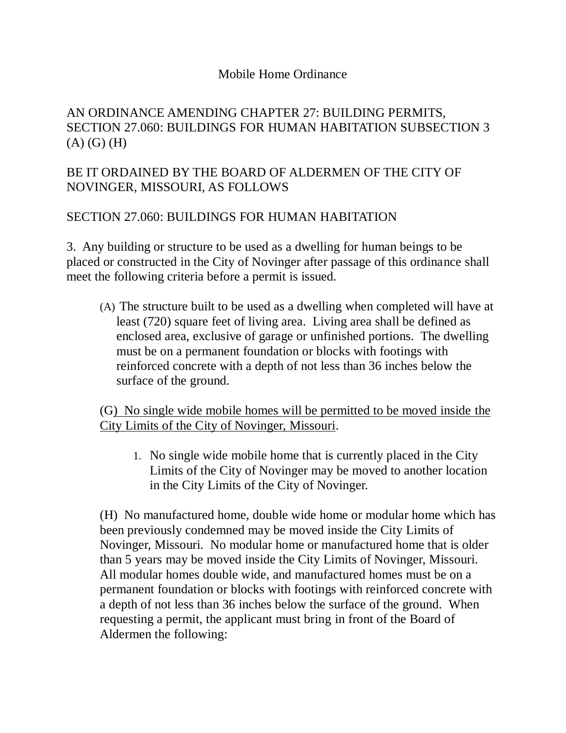# Mobile Home Ordinance

AN ORDINANCE AMENDING CHAPTER 27: BUILDING PERMITS, SECTION 27.060: BUILDINGS FOR HUMAN HABITATION SUBSECTION 3 (A) (G) (H)

BE IT ORDAINED BY THE BOARD OF ALDERMEN OF THE CITY OF NOVINGER, MISSOURI, AS FOLLOWS

SECTION 27.060: BUILDINGS FOR HUMAN HABITATION

3. Any building or structure to be used as a dwelling for human beings to be placed or constructed in the City of Novinger after passage of this ordinance shall meet the following criteria before a permit is issued.

(A) The structure built to be used as a dwelling when completed will have at least (720) square feet of living area. Living area shall be defined as enclosed area, exclusive of garage or unfinished portions. The dwelling must be on a permanent foundation or blocks with footings with reinforced concrete with a depth of not less than 36 inches below the surface of the ground.

<u>(G) No single wide mobile homes will be permitted to be moved inside the City Limits of the City of Novinger, Missouri</u>.

1. No single wide mobile home that is currently placed in the City Limits of the City of Novinger may be moved to another location in the City Limits of the City of Novinger.

(H) No manufactured home, double wide home or modular home which has been previously condemned may be moved inside the City Limits of Novinger, Missouri. No modular home or manufactured home that is older than 5 years may be moved inside the City Limits of Novinger, Missouri. All modular homes double wide, and manufactured homes must be on a permanent foundation or blocks with footings with reinforced concrete with a depth of not less than 36 inches below the surface of the ground. When requesting a permit, the applicant must bring in front of the Board of Aldermen the following: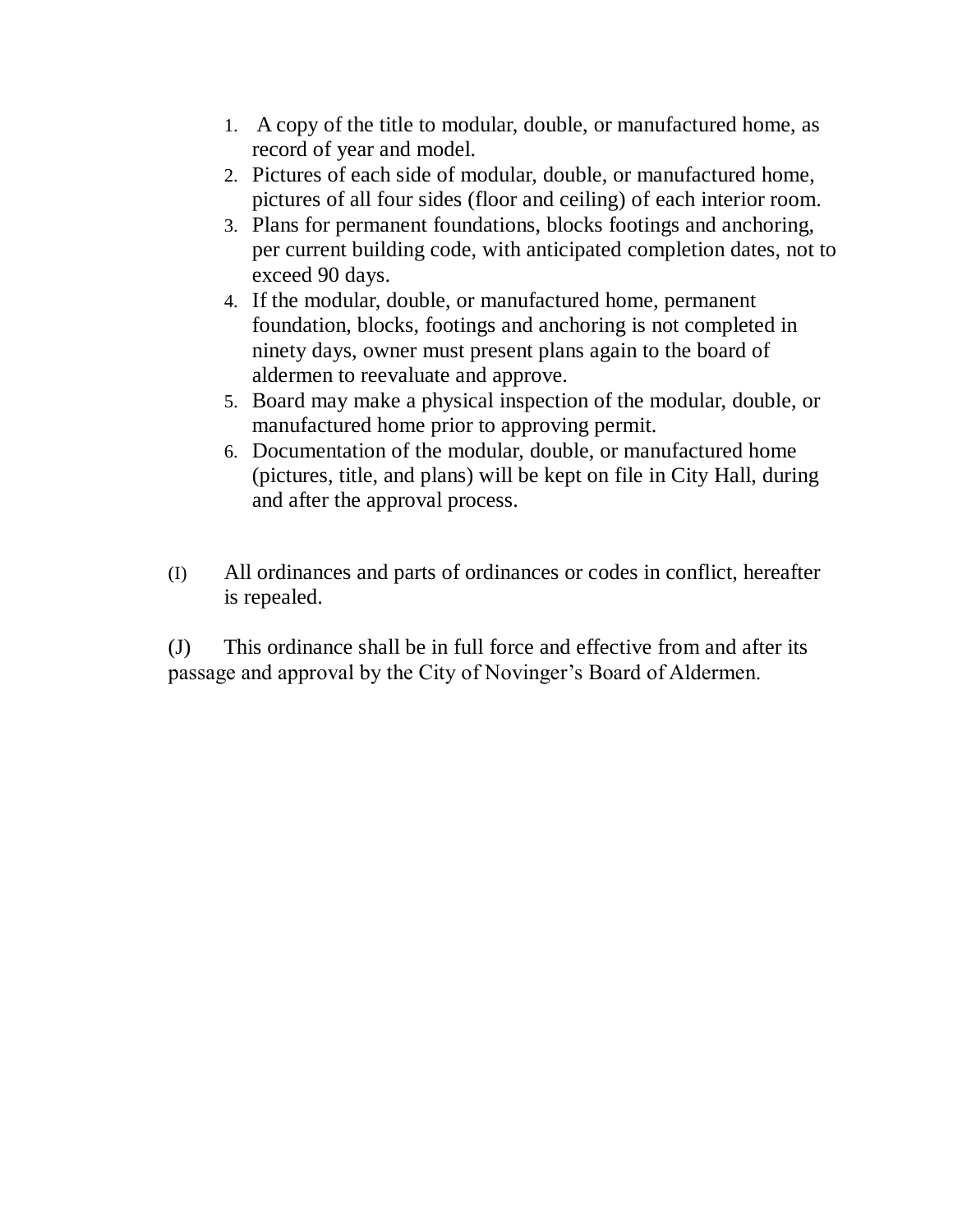1. A copy of the title to modular, double, or manufactured home, as record of year and model.
2. Pictures of each side of modular, double, or manufactured home, pictures of all four sides (floor and ceiling) of each interior room.
3. Plans for permanent foundations, blocks footings and anchoring, per current building code, with anticipated completion dates, not to exceed 90 days.
4. If the modular, double, or manufactured home, permanent foundation, blocks, footings and anchoring is not completed in ninety days, owner must present plans again to the board of aldermen to reevaluate and approve.
5. Board may make a physical inspection of the modular, double, or manufactured home prior to approving permit.
6. Documentation of the modular, double, or manufactured home (pictures, title, and plans) will be kept on file in City Hall, during and after the approval process.

(I) All ordinances and parts of ordinances or codes in conflict, hereafter is repealed.

(J) This ordinance shall be in full force and effective from and after its passage and approval by the City of Novinger's Board of Aldermen.